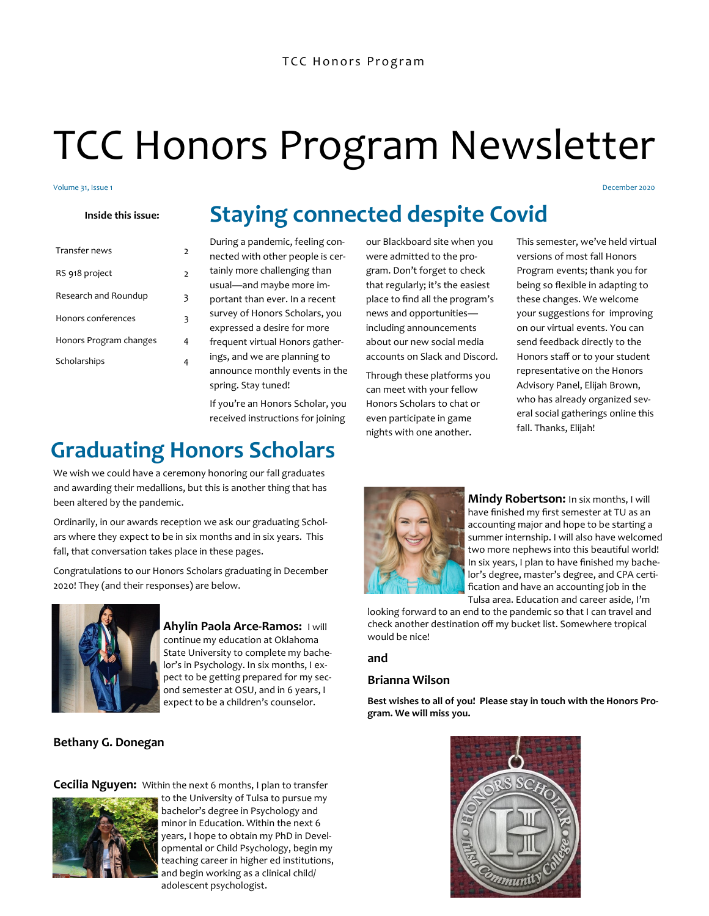# TCC Honors Program Newsletter

Volume 31, Issue 1

December 2020

**Inside this issue:**

| | |
|---|---|
| Transfer news | 2 |
| RS 918 project | 2 |
| Research and Roundup | 3 |
| Honors conferences | 3 |
| Honors Program changes | 4 |
| Scholarships | 4 |

## Staying connected despite Covid

During a pandemic, feeling connected with other people is certainly more challenging than usual—and maybe more important than ever. In a recent survey of Honors Scholars, you expressed a desire for more frequent virtual Honors gatherings, and we are planning to announce monthly events in the spring. Stay tuned!

If you're an Honors Scholar, you received instructions for joining our Blackboard site when you were admitted to the program. Don't forget to check that regularly; it's the easiest place to find all the program's news and opportunities—including announcements about our new social media accounts on Slack and Discord.

Through these platforms you can meet with your fellow Honors Scholars to chat or even participate in game nights with one another.

This semester, we've held virtual versions of most fall Honors Program events; thank you for being so flexible in adapting to these changes. We welcome your suggestions for improving on our virtual events. You can send feedback directly to the Honors staff or to your student representative on the Honors Advisory Panel, Elijah Brown, who has already organized several social gatherings online this fall. Thanks, Elijah!

## Graduating Honors Scholars

We wish we could have a ceremony honoring our fall graduates and awarding their medallions, but this is another thing that has been altered by the pandemic.

Ordinarily, in our awards reception we ask our graduating Scholars where they expect to be in six months and in six years. This fall, that conversation takes place in these pages.

Congratulations to our Honors Scholars graduating in December 2020! They (and their responses) are below.

**Ahylin Paola Arce-Ramos:** I will continue my education at Oklahoma State University to complete my bachelor's in Psychology. In six months, I expect to be getting prepared for my second semester at OSU, and in 6 years, I expect to be a children's counselor.

**Bethany G. Donegan**

**Cecilia Nguyen:** Within the next 6 months, I plan to transfer to the University of Tulsa to pursue my bachelor's degree in Psychology and minor in Education. Within the next 6 years, I hope to obtain my PhD in Developmental or Child Psychology, begin my teaching career in higher ed institutions, and begin working as a clinical child/adolescent psychologist.

**Mindy Robertson:** In six months, I will have finished my first semester at TU as an accounting major and hope to be starting a summer internship. I will also have welcomed two more nephews into this beautiful world! In six years, I plan to have finished my bachelor's degree, master's degree, and CPA certification and have an accounting job in the Tulsa area. Education and career aside, I'm looking forward to an end to the pandemic so that I can travel and check another destination off my bucket list. Somewhere tropical would be nice!

**and**

**Brianna Wilson**

**Best wishes to all of you! Please stay in touch with the Honors Program. We will miss you.**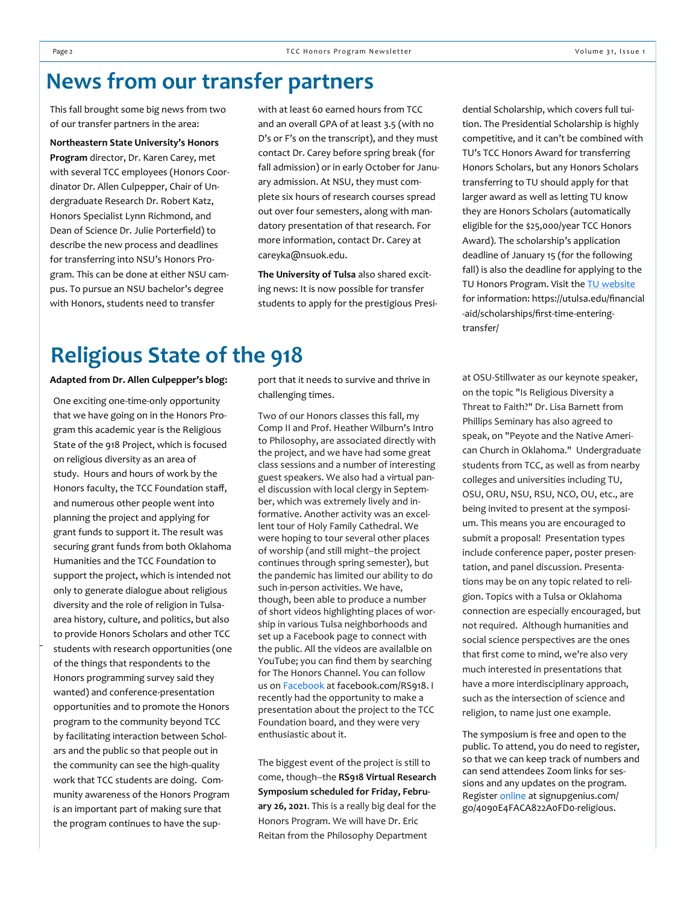# News from our transfer partners

This fall brought some big news from two of our transfer partners in the area:

**Northeastern State University's Honors Program** director, Dr. Karen Carey, met with several TCC employees (Honors Coordinator Dr. Allen Culpepper, Chair of Undergraduate Research Dr. Robert Katz, Honors Specialist Lynn Richmond, and Dean of Science Dr. Julie Porterfield) to describe the new process and deadlines for transferring into NSU's Honors Program. This can be done at either NSU campus. To pursue an NSU bachelor's degree with Honors, students need to transfer with at least 60 earned hours from TCC and an overall GPA of at least 3.5 (with no D's or F's on the transcript), and they must contact Dr. Carey before spring break (for fall admission) or in early October for January admission. At NSU, they must complete six hours of research courses spread out over four semesters, along with mandatory presentation of that research. For more information, contact Dr. Carey at careyka@nsuok.edu.

**The University of Tulsa** also shared exciting news: It is now possible for transfer students to apply for the prestigious Presidential Scholarship, which covers full tuition. The Presidential Scholarship is highly competitive, and it can't be combined with TU's TCC Honors Award for transferring Honors Scholars, but any Honors Scholars transferring to TU should apply for that larger award as well as letting TU know they are Honors Scholars (automatically eligible for the $25,000/year TCC Honors Award). The scholarship's application deadline of January 15 (for the following fall) is also the deadline for applying to the TU Honors Program. Visit the TU website for information: https://utulsa.edu/financial-aid/scholarships/first-time-entering-transfer/

# Religious State of the 918

**Adapted from Dr. Allen Culpepper's blog:**

One exciting one-time-only opportunity that we have going on in the Honors Program this academic year is the Religious State of the 918 Project, which is focused on religious diversity as an area of study. Hours and hours of work by the Honors faculty, the TCC Foundation staff, and numerous other people went into planning the project and applying for grant funds to support it. The result was securing grant funds from both Oklahoma Humanities and the TCC Foundation to support the project, which is intended not only to generate dialogue about religious diversity and the role of religion in Tulsa-area history, culture, and politics, but also to provide Honors Scholars and other TCC students with research opportunities (one of the things that respondents to the Honors programming survey said they wanted) and conference-presentation opportunities and to promote the Honors program to the community beyond TCC by facilitating interaction between Scholars and the public so that people out in the community can see the high-quality work that TCC students are doing. Community awareness of the Honors Program is an important part of making sure that the program continues to have the support that it needs to survive and thrive in challenging times.

Two of our Honors classes this fall, my Comp II and Prof. Heather Wilburn's Intro to Philosophy, are associated directly with the project, and we have had some great class sessions and a number of interesting guest speakers. We also had a virtual panel discussion with local clergy in September, which was extremely lively and informative. Another activity was an excellent tour of Holy Family Cathedral. We were hoping to tour several other places of worship (and still might--the project continues through spring semester), but the pandemic has limited our ability to do such in-person activities. We have, though, been able to produce a number of short videos highlighting places of worship in various Tulsa neighborhoods and set up a Facebook page to connect with the public. All the videos are availalble on YouTube; you can find them by searching for The Honors Channel. You can follow us on Facebook at facebook.com/RS918. I recently had the opportunity to make a presentation about the project to the TCC Foundation board, and they were very enthusiastic about it.

The biggest event of the project is still to come, though--the **RS918 Virtual Research Symposium scheduled for Friday, February 26, 2021**. This is a really big deal for the Honors Program. We will have Dr. Eric Reitan from the Philosophy Department at OSU-Stillwater as our keynote speaker, on the topic "Is Religious Diversity a Threat to Faith?" Dr. Lisa Barnett from Phillips Seminary has also agreed to speak, on "Peyote and the Native American Church in Oklahoma." Undergraduate students from TCC, as well as from nearby colleges and universities including TU, OSU, ORU, NSU, RSU, NCO, OU, etc., are being invited to present at the symposium. This means you are encouraged to submit a proposal! Presentation types include conference paper, poster presentation, and panel discussion. Presentations may be on any topic related to religion. Topics with a Tulsa or Oklahoma connection are especially encouraged, but not required. Although humanities and social science perspectives are the ones that first come to mind, we're also very much interested in presentations that have a more interdisciplinary approach, such as the intersection of science and religion, to name just one example.

The symposium is free and open to the public. To attend, you do need to register, so that we can keep track of numbers and can send attendees Zoom links for sessions and any updates on the program. Register online at signupgenius.com/go/4090E4FACA822A0FD0-religious.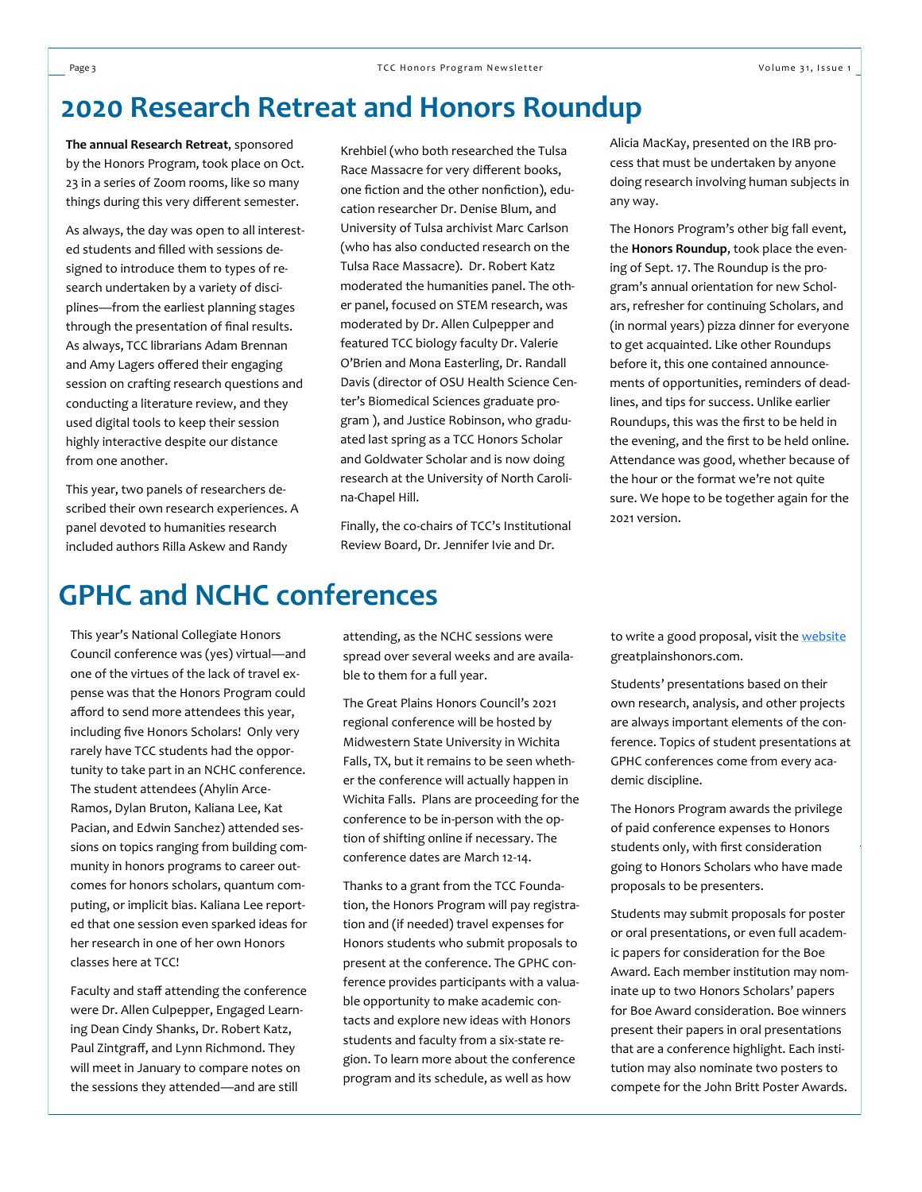# 2020 Research Retreat and Honors Roundup

**The annual Research Retreat**, sponsored by the Honors Program, took place on Oct. 23 in a series of Zoom rooms, like so many things during this very different semester.

As always, the day was open to all interested students and filled with sessions designed to introduce them to types of research undertaken by a variety of disciplines—from the earliest planning stages through the presentation of final results. As always, TCC librarians Adam Brennan and Amy Lagers offered their engaging session on crafting research questions and conducting a literature review, and they used digital tools to keep their session highly interactive despite our distance from one another.

This year, two panels of researchers described their own research experiences. A panel devoted to humanities research included authors Rilla Askew and Randy Krehbiel (who both researched the Tulsa Race Massacre for very different books, one fiction and the other nonfiction), education researcher Dr. Denise Blum, and University of Tulsa archivist Marc Carlson (who has also conducted research on the Tulsa Race Massacre). Dr. Robert Katz moderated the humanities panel. The other panel, focused on STEM research, was moderated by Dr. Allen Culpepper and featured TCC biology faculty Dr. Valerie O'Brien and Mona Easterling, Dr. Randall Davis (director of OSU Health Science Center's Biomedical Sciences graduate program ), and Justice Robinson, who graduated last spring as a TCC Honors Scholar and Goldwater Scholar and is now doing research at the University of North Carolina-Chapel Hill.

Finally, the co-chairs of TCC's Institutional Review Board, Dr. Jennifer Ivie and Dr. Alicia MacKay, presented on the IRB process that must be undertaken by anyone doing research involving human subjects in any way.

The Honors Program's other big fall event, the **Honors Roundup**, took place the evening of Sept. 17. The Roundup is the program's annual orientation for new Scholars, refresher for continuing Scholars, and (in normal years) pizza dinner for everyone to get acquainted. Like other Roundups before it, this one contained announcements of opportunities, reminders of deadlines, and tips for success. Unlike earlier Roundups, this was the first to be held in the evening, and the first to be held online. Attendance was good, whether because of the hour or the format we're not quite sure. We hope to be together again for the 2021 version.

# GPHC and NCHC conferences

This year's National Collegiate Honors Council conference was (yes) virtual—and one of the virtues of the lack of travel expense was that the Honors Program could afford to send more attendees this year, including five Honors Scholars! Only very rarely have TCC students had the opportunity to take part in an NCHC conference. The student attendees (Ahylin Arce-Ramos, Dylan Bruton, Kaliana Lee, Kat Pacian, and Edwin Sanchez) attended sessions on topics ranging from building community in honors programs to career outcomes for honors scholars, quantum computing, or implicit bias. Kaliana Lee reported that one session even sparked ideas for her research in one of her own Honors classes here at TCC!

Faculty and staff attending the conference were Dr. Allen Culpepper, Engaged Learning Dean Cindy Shanks, Dr. Robert Katz, Paul Zintgraff, and Lynn Richmond. They will meet in January to compare notes on the sessions they attended—and are still attending, as the NCHC sessions were spread over several weeks and are available to them for a full year.

The Great Plains Honors Council's 2021 regional conference will be hosted by Midwestern State University in Wichita Falls, TX, but it remains to be seen whether the conference will actually happen in Wichita Falls. Plans are proceeding for the conference to be in-person with the option of shifting online if necessary. The conference dates are March 12-14.

Thanks to a grant from the TCC Foundation, the Honors Program will pay registration and (if needed) travel expenses for Honors students who submit proposals to present at the conference. The GPHC conference provides participants with a valuable opportunity to make academic contacts and explore new ideas with Honors students and faculty from a six-state region. To learn more about the conference program and its schedule, as well as how to write a good proposal, visit the website greatplainshonors.com.

Students' presentations based on their own research, analysis, and other projects are always important elements of the conference. Topics of student presentations at GPHC conferences come from every academic discipline.

The Honors Program awards the privilege of paid conference expenses to Honors students only, with first consideration going to Honors Scholars who have made proposals to be presenters.

Students may submit proposals for poster or oral presentations, or even full academic papers for consideration for the Boe Award. Each member institution may nominate up to two Honors Scholars' papers for Boe Award consideration. Boe winners present their papers in oral presentations that are a conference highlight. Each institution may also nominate two posters to compete for the John Britt Poster Awards.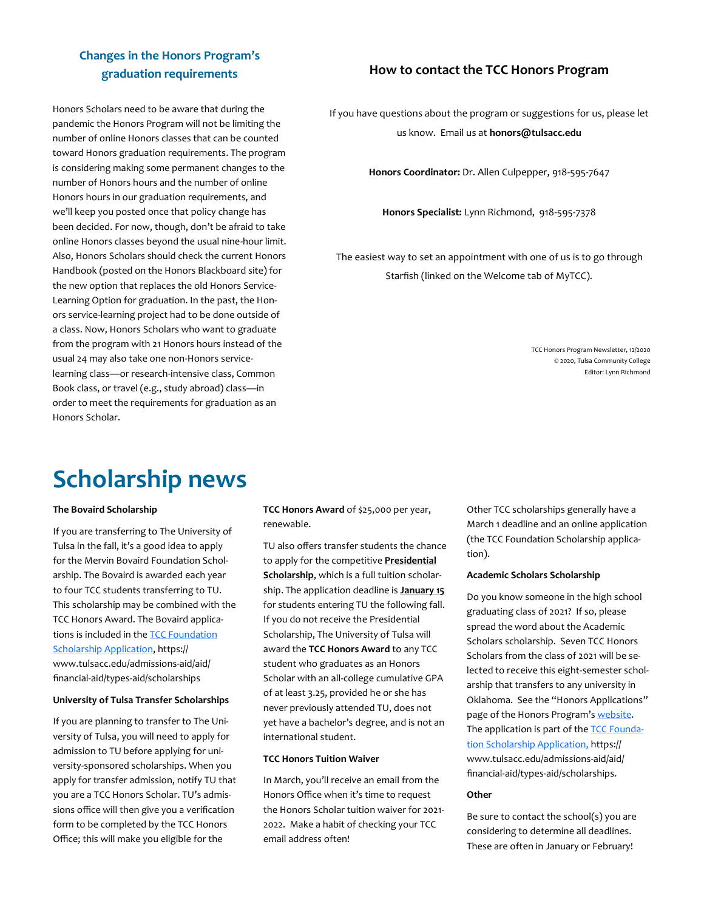## Changes in the Honors Program's graduation requirements

Honors Scholars need to be aware that during the pandemic the Honors Program will not be limiting the number of online Honors classes that can be counted toward Honors graduation requirements. The program is considering making some permanent changes to the number of Honors hours and the number of online Honors hours in our graduation requirements, and we'll keep you posted once that policy change has been decided. For now, though, don't be afraid to take online Honors classes beyond the usual nine-hour limit. Also, Honors Scholars should check the current Honors Handbook (posted on the Honors Blackboard site) for the new option that replaces the old Honors Service-Learning Option for graduation. In the past, the Honors service-learning project had to be done outside of a class. Now, Honors Scholars who want to graduate from the program with 21 Honors hours instead of the usual 24 may also take one non-Honors service-learning class—or research-intensive class, Common Book class, or travel (e.g., study abroad) class—in order to meet the requirements for graduation as an Honors Scholar.

## How to contact the TCC Honors Program

If you have questions about the program or suggestions for us, please let us know. Email us at **honors@tulsacc.edu**

**Honors Coordinator:** Dr. Allen Culpepper, 918-595-7647

**Honors Specialist:** Lynn Richmond, 918-595-7378

The easiest way to set an appointment with one of us is to go through Starfish (linked on the Welcome tab of MyTCC).

TCC Honors Program Newsletter, 12/2020
© 2020, Tulsa Community College
Editor: Lynn Richmond

# Scholarship news

**The Bovaird Scholarship**

If you are transferring to The University of Tulsa in the fall, it's a good idea to apply for the Mervin Bovaird Foundation Scholarship. The Bovaird is awarded each year to four TCC students transferring to TU. This scholarship may be combined with the TCC Honors Award. The Bovaird applications is included in the TCC Foundation Scholarship Application, https://www.tulsacc.edu/admissions-aid/aid/financial-aid/types-aid/scholarships

**University of Tulsa Transfer Scholarships**

If you are planning to transfer to The University of Tulsa, you will need to apply for admission to TU before applying for university-sponsored scholarships. When you apply for transfer admission, notify TU that you are a TCC Honors Scholar. TU's admissions office will then give you a verification form to be completed by the TCC Honors Office; this will make you eligible for the **TCC Honors Award** of $25,000 per year, renewable.

TU also offers transfer students the chance to apply for the competitive **Presidential Scholarship**, which is a full tuition scholarship. The application deadline is **January 15** for students entering TU the following fall. If you do not receive the Presidential Scholarship, The University of Tulsa will award the **TCC Honors Award** to any TCC student who graduates as an Honors Scholar with an all-college cumulative GPA of at least 3.25, provided he or she has never previously attended TU, does not yet have a bachelor's degree, and is not an international student.

**TCC Honors Tuition Waiver**

In March, you'll receive an email from the Honors Office when it's time to request the Honors Scholar tuition waiver for 2021-2022. Make a habit of checking your TCC email address often!

Other TCC scholarships generally have a March 1 deadline and an online application (the TCC Foundation Scholarship application).

**Academic Scholars Scholarship**

Do you know someone in the high school graduating class of 2021? If so, please spread the word about the Academic Scholars scholarship. Seven TCC Honors Scholars from the class of 2021 will be selected to receive this eight-semester scholarship that transfers to any university in Oklahoma. See the "Honors Applications" page of the Honors Program's website. The application is part of the TCC Foundation Scholarship Application, https://www.tulsacc.edu/admissions-aid/aid/financial-aid/types-aid/scholarships.

**Other**

Be sure to contact the school(s) you are considering to determine all deadlines. These are often in January or February!